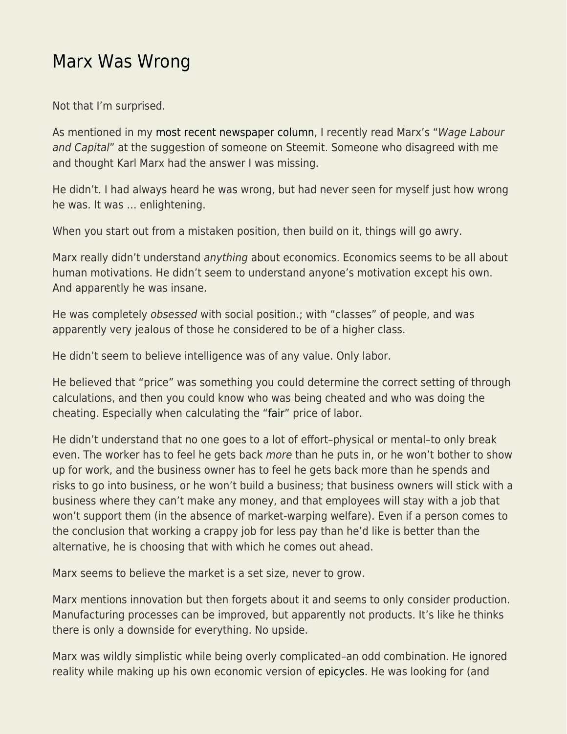# Marx Was Wrong

Not that I'm surprised.

As mentioned in my most recent newspaper column, I recently read Marx's "*Wage Labour and Capital*" at the suggestion of someone on Steemit. Someone who disagreed with me and thought Karl Marx had the answer I was missing.

He didn't. I had always heard he was wrong, but had never seen for myself just how wrong he was. It was … enlightening.

When you start out from a mistaken position, then build on it, things will go awry.

Marx really didn't understand *anything* about economics. Economics seems to be all about human motivations. He didn't seem to understand anyone's motivation except his own. And apparently he was insane.

He was completely *obsessed* with social position.; with "classes" of people, and was apparently very jealous of those he considered to be of a higher class.

He didn't seem to believe intelligence was of any value. Only labor.

He believed that "price" was something you could determine the correct setting of through calculations, and then you could know who was being cheated and who was doing the cheating. Especially when calculating the "fair" price of labor.

He didn't understand that no one goes to a lot of effort–physical or mental–to only break even. The worker has to feel he gets back *more* than he puts in, or he won't bother to show up for work, and the business owner has to feel he gets back more than he spends and risks to go into business, or he won't build a business; that business owners will stick with a business where they can't make any money, and that employees will stay with a job that won't support them (in the absence of market-warping welfare). Even if a person comes to the conclusion that working a crappy job for less pay than he'd like is better than the alternative, he is choosing that with which he comes out ahead.

Marx seems to believe the market is a set size, never to grow.

Marx mentions innovation but then forgets about it and seems to only consider production. Manufacturing processes can be improved, but apparently not products. It's like he thinks there is only a downside for everything. No upside.

Marx was wildly simplistic while being overly complicated–an odd combination. He ignored reality while making up his own economic version of epicycles. He was looking for (and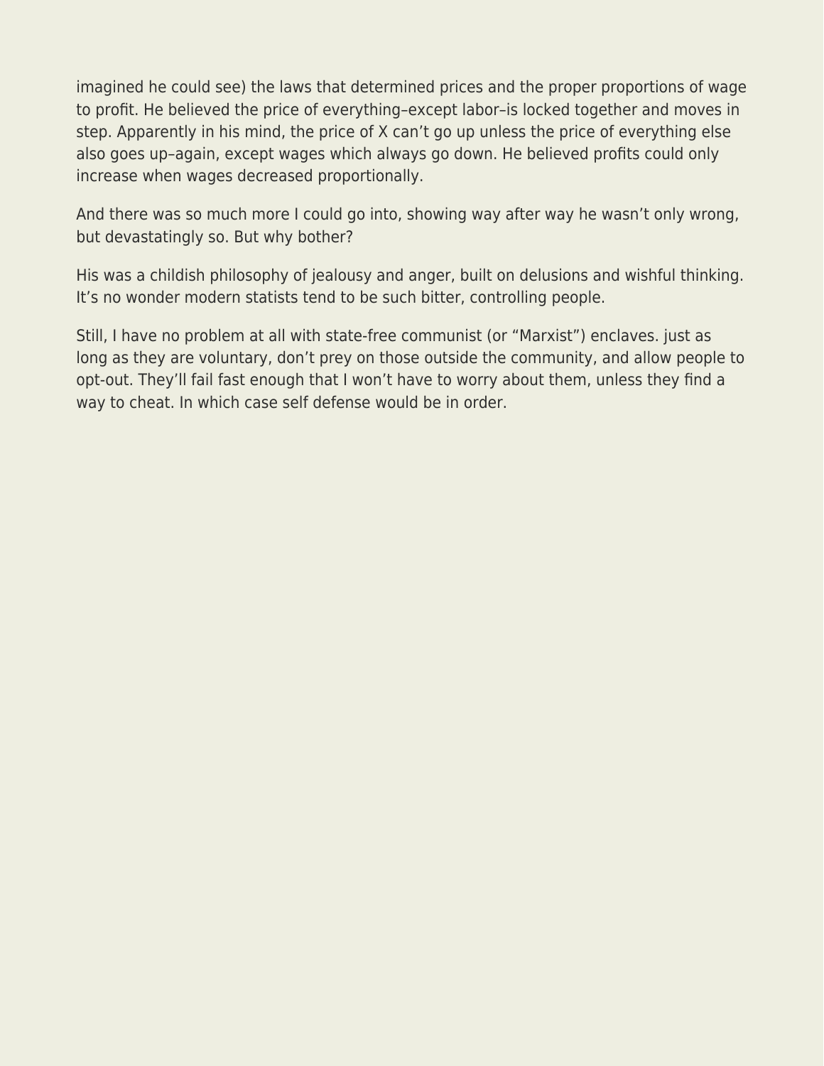imagined he could see) the laws that determined prices and the proper proportions of wage to profit. He believed the price of everything–except labor–is locked together and moves in step. Apparently in his mind, the price of X can't go up unless the price of everything else also goes up–again, except wages which always go down. He believed profits could only increase when wages decreased proportionally.

And there was so much more I could go into, showing way after way he wasn't only wrong, but devastatingly so. But why bother?

His was a childish philosophy of jealousy and anger, built on delusions and wishful thinking. It's no wonder modern statists tend to be such bitter, controlling people.

Still, I have no problem at all with state-free communist (or "Marxist") enclaves. just as long as they are voluntary, don't prey on those outside the community, and allow people to opt-out. They'll fail fast enough that I won't have to worry about them, unless they find a way to cheat. In which case self defense would be in order.